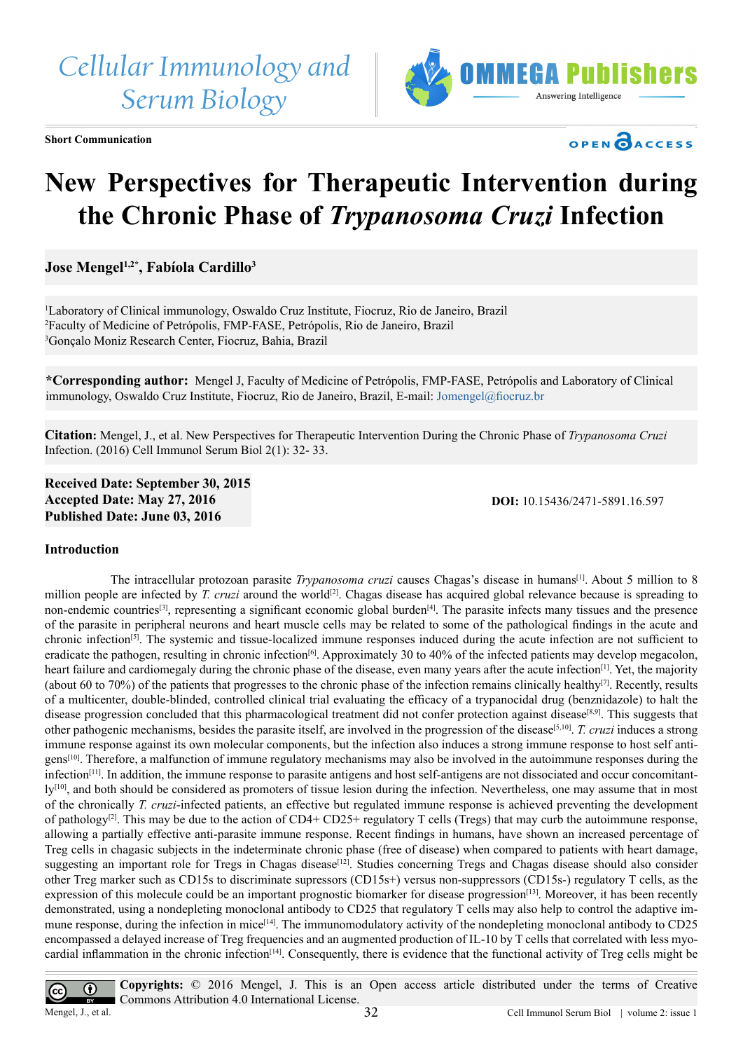Cellular Immunology and Serum Biology

**Short Communication**

OPEN ACCESS

# New Perspectives for Therapeutic Intervention during the Chronic Phase of *Trypanosoma Cruzi* Infection

**Jose Mengel[1,2*], Fabíola Cardillo[3]**

[1]Laboratory of Clinical immunology, Oswaldo Cruz Institute, Fiocruz, Rio de Janeiro, Brazil
[2]Faculty of Medicine of Petrópolis, FMP-FASE, Petrópolis, Rio de Janeiro, Brazil
[3]Gonçalo Moniz Research Center, Fiocruz, Bahia, Brazil

**\*Corresponding author:** Mengel J, Faculty of Medicine of Petrópolis, FMP-FASE, Petrópolis and Laboratory of Clinical immunology, Oswaldo Cruz Institute, Fiocruz, Rio de Janeiro, Brazil, E-mail: Jomengel@fiocruz.br

**Citation:** Mengel, J., et al. New Perspectives for Therapeutic Intervention During the Chronic Phase of *Trypanosoma Cruzi* Infection. (2016) Cell Immunol Serum Biol 2(1): 32- 33.

**Received Date: September 30, 2015**
**Accepted Date: May 27, 2016**
**Published Date: June 03, 2016**

**DOI:** 10.15436/2471-5891.16.597

## Introduction

The intracellular protozoan parasite *Trypanosoma cruzi* causes Chagas's disease in humans[1]. About 5 million to 8 million people are infected by *T. cruzi* around the world[2]. Chagas disease has acquired global relevance because is spreading to non-endemic countries[3], representing a significant economic global burden[4]. The parasite infects many tissues and the presence of the parasite in peripheral neurons and heart muscle cells may be related to some of the pathological findings in the acute and chronic infection[5]. The systemic and tissue-localized immune responses induced during the acute infection are not sufficient to eradicate the pathogen, resulting in chronic infection[6]. Approximately 30 to 40% of the infected patients may develop megacolon, heart failure and cardiomegaly during the chronic phase of the disease, even many years after the acute infection[1]. Yet, the majority (about 60 to 70%) of the patients that progresses to the chronic phase of the infection remains clinically healthy[7]. Recently, results of a multicenter, double-blinded, controlled clinical trial evaluating the efficacy of a trypanocidal drug (benznidazole) to halt the disease progression concluded that this pharmacological treatment did not confer protection against disease[8,9]. This suggests that other pathogenic mechanisms, besides the parasite itself, are involved in the progression of the disease[5,10]. *T. cruzi* induces a strong immune response against its own molecular components, but the infection also induces a strong immune response to host self antigens[10]. Therefore, a malfunction of immune regulatory mechanisms may also be involved in the autoimmune responses during the infection[11]. In addition, the immune response to parasite antigens and host self-antigens are not dissociated and occur concomitantly[10], and both should be considered as promoters of tissue lesion during the infection. Nevertheless, one may assume that in most of the chronically *T. cruzi*-infected patients, an effective but regulated immune response is achieved preventing the development of pathology[2]. This may be due to the action of CD4+ CD25+ regulatory T cells (Tregs) that may curb the autoimmune response, allowing a partially effective anti-parasite immune response. Recent findings in humans, have shown an increased percentage of Treg cells in chagasic subjects in the indeterminate chronic phase (free of disease) when compared to patients with heart damage, suggesting an important role for Tregs in Chagas disease[12]. Studies concerning Tregs and Chagas disease should also consider other Treg marker such as CD15s to discriminate supressors (CD15s+) versus non-suppressors (CD15s-) regulatory T cells, as the expression of this molecule could be an important prognostic biomarker for disease progression[13]. Moreover, it has been recently demonstrated, using a nondepleting monoclonal antibody to CD25 that regulatory T cells may also help to control the adaptive immune response, during the infection in mice[14]. The immunomodulatory activity of the nondepleting monoclonal antibody to CD25 encompassed a delayed increase of Treg frequencies and an augmented production of IL-10 by T cells that correlated with less myocardial inflammation in the chronic infection[14]. Consequently, there is evidence that the functional activity of Treg cells might be

**Copyrights:** © 2016 Mengel, J. This is an Open access article distributed under the terms of Creative Commons Attribution 4.0 International License.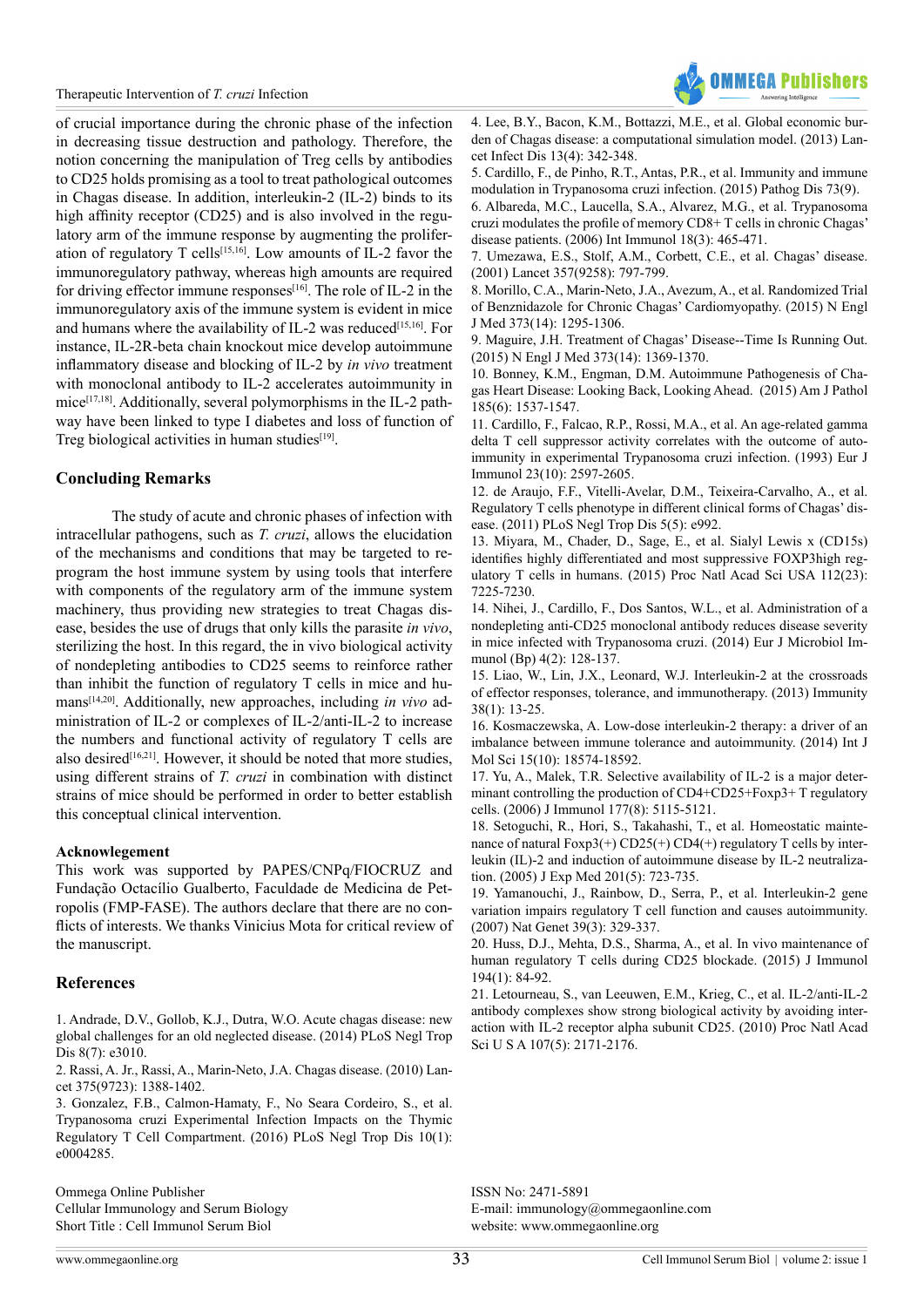of crucial importance during the chronic phase of the infection in decreasing tissue destruction and pathology. Therefore, the notion concerning the manipulation of Treg cells by antibodies to CD25 holds promising as a tool to treat pathological outcomes in Chagas disease. In addition, interleukin-2 (IL-2) binds to its high affinity receptor (CD25) and is also involved in the regulatory arm of the immune response by augmenting the proliferation of regulatory T cells[15,16]. Low amounts of IL-2 favor the immunoregulatory pathway, whereas high amounts are required for driving effector immune responses[16]. The role of IL-2 in the immunoregulatory axis of the immune system is evident in mice and humans where the availability of IL-2 was reduced[15,16]. For instance, IL-2R-beta chain knockout mice develop autoimmune inflammatory disease and blocking of IL-2 by *in vivo* treatment with monoclonal antibody to IL-2 accelerates autoimmunity in mice[17,18]. Additionally, several polymorphisms in the IL-2 pathway have been linked to type I diabetes and loss of function of Treg biological activities in human studies[19].

## Concluding Remarks

The study of acute and chronic phases of infection with intracellular pathogens, such as *T. cruzi*, allows the elucidation of the mechanisms and conditions that may be targeted to reprogram the host immune system by using tools that interfere with components of the regulatory arm of the immune system machinery, thus providing new strategies to treat Chagas disease, besides the use of drugs that only kills the parasite *in vivo*, sterilizing the host. In this regard, the in vivo biological activity of nondepleting antibodies to CD25 seems to reinforce rather than inhibit the function of regulatory T cells in mice and humans[14,20]. Additionally, new approaches, including *in vivo* administration of IL-2 or complexes of IL-2/anti-IL-2 to increase the numbers and functional activity of regulatory T cells are also desired[16,21]. However, it should be noted that more studies, using different strains of *T. cruzi* in combination with distinct strains of mice should be performed in order to better establish this conceptual clinical intervention.

### Acknowlegement

This work was supported by PAPES/CNPq/FIOCRUZ and Fundação Octacílio Gualberto, Faculdade de Medicina de Petropolis (FMP-FASE). The authors declare that there are no conflicts of interests. We thanks Vinicius Mota for critical review of the manuscript.

## References

1. Andrade, D.V., Gollob, K.J., Dutra, W.O. Acute chagas disease: new global challenges for an old neglected disease. (2014) PLoS Negl Trop Dis 8(7): e3010.
2. Rassi, A. Jr., Rassi, A., Marin-Neto, J.A. Chagas disease. (2010) Lancet 375(9723): 1388-1402.
3. Gonzalez, F.B., Calmon-Hamaty, F., No Seara Cordeiro, S., et al. Trypanosoma cruzi Experimental Infection Impacts on the Thymic Regulatory T Cell Compartment. (2016) PLoS Negl Trop Dis 10(1): e0004285.
4. Lee, B.Y., Bacon, K.M., Bottazzi, M.E., et al. Global economic burden of Chagas disease: a computational simulation model. (2013) Lancet Infect Dis 13(4): 342-348.
5. Cardillo, F., de Pinho, R.T., Antas, P.R., et al. Immunity and immune modulation in Trypanosoma cruzi infection. (2015) Pathog Dis 73(9).
6. Albareda, M.C., Laucella, S.A., Alvarez, M.G., et al. Trypanosoma cruzi modulates the profile of memory CD8+ T cells in chronic Chagas' disease patients. (2006) Int Immunol 18(3): 465-471.
7. Umezawa, E.S., Stolf, A.M., Corbett, C.E., et al. Chagas' disease. (2001) Lancet 357(9258): 797-799.
8. Morillo, C.A., Marin-Neto, J.A., Avezum, A., et al. Randomized Trial of Benznidazole for Chronic Chagas' Cardiomyopathy. (2015) N Engl J Med 373(14): 1295-1306.
9. Maguire, J.H. Treatment of Chagas' Disease--Time Is Running Out. (2015) N Engl J Med 373(14): 1369-1370.
10. Bonney, K.M., Engman, D.M. Autoimmune Pathogenesis of Chagas Heart Disease: Looking Back, Looking Ahead. (2015) Am J Pathol 185(6): 1537-1547.
11. Cardillo, F., Falcao, R.P., Rossi, M.A., et al. An age-related gamma delta T cell suppressor activity correlates with the outcome of autoimmunity in experimental Trypanosoma cruzi infection. (1993) Eur J Immunol 23(10): 2597-2605.
12. de Araujo, F.F., Vitelli-Avelar, D.M., Teixeira-Carvalho, A., et al. Regulatory T cells phenotype in different clinical forms of Chagas' disease. (2011) PLoS Negl Trop Dis 5(5): e992.
13. Miyara, M., Chader, D., Sage, E., et al. Sialyl Lewis x (CD15s) identifies highly differentiated and most suppressive FOXP3high regulatory T cells in humans. (2015) Proc Natl Acad Sci USA 112(23): 7225-7230.
14. Nihei, J., Cardillo, F., Dos Santos, W.L., et al. Administration of a nondepleting anti-CD25 monoclonal antibody reduces disease severity in mice infected with Trypanosoma cruzi. (2014) Eur J Microbiol Immunol (Bp) 4(2): 128-137.
15. Liao, W., Lin, J.X., Leonard, W.J. Interleukin-2 at the crossroads of effector responses, tolerance, and immunotherapy. (2013) Immunity 38(1): 13-25.
16. Kosmaczewska, A. Low-dose interleukin-2 therapy: a driver of an imbalance between immune tolerance and autoimmunity. (2014) Int J Mol Sci 15(10): 18574-18592.
17. Yu, A., Malek, T.R. Selective availability of IL-2 is a major determinant controlling the production of CD4+CD25+Foxp3+ T regulatory cells. (2006) J Immunol 177(8): 5115-5121.
18. Setoguchi, R., Hori, S., Takahashi, T., et al. Homeostatic maintenance of natural Foxp3(+) CD25(+) CD4(+) regulatory T cells by interleukin (IL)-2 and induction of autoimmune disease by IL-2 neutralization. (2005) J Exp Med 201(5): 723-735.
19. Yamanouchi, J., Rainbow, D., Serra, P., et al. Interleukin-2 gene variation impairs regulatory T cell function and causes autoimmunity. (2007) Nat Genet 39(3): 329-337.
20. Huss, D.J., Mehta, D.S., Sharma, A., et al. In vivo maintenance of human regulatory T cells during CD25 blockade. (2015) J Immunol 194(1): 84-92.
21. Letourneau, S., van Leeuwen, E.M., Krieg, C., et al. IL-2/anti-IL-2 antibody complexes show strong biological activity by avoiding interaction with IL-2 receptor alpha subunit CD25. (2010) Proc Natl Acad Sci U S A 107(5): 2171-2176.

Ommega Online Publisher
Cellular Immunology and Serum Biology
Short Title : Cell Immunol Serum Biol

ISSN No: 2471-5891
E-mail: immunology@ommegaonline.com
website: www.ommegaonline.org